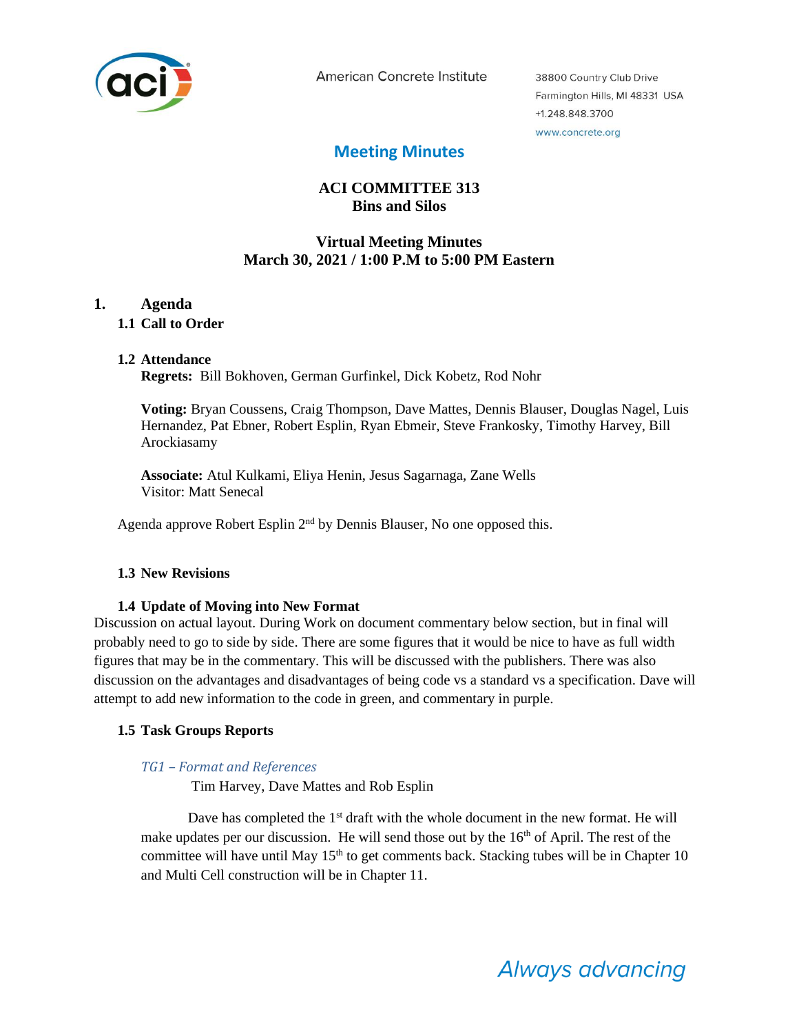American Concrete Institute

38800 Country Club Drive
Farmington Hills, MI 48331 USA
+1.248.848.3700
www.concrete.org

## Meeting Minutes

**ACI COMMITTEE 313**
**Bins and Silos**

**Virtual Meeting Minutes**
**March 30, 2021 / 1:00 P.M to 5:00 PM Eastern**

# 1. Agenda

## 1.1 Call to Order

## 1.2 Attendance

**Regrets:** Bill Bokhoven, German Gurfinkel, Dick Kobetz, Rod Nohr

**Voting:** Bryan Coussens, Craig Thompson, Dave Mattes, Dennis Blauser, Douglas Nagel, Luis Hernandez, Pat Ebner, Robert Esplin, Ryan Ebmeir, Steve Frankosky, Timothy Harvey, Bill Arockiasamy

**Associate:** Atul Kulkami, Eliya Henin, Jesus Sagarnaga, Zane Wells
Visitor: Matt Senecal

Agenda approve Robert Esplin 2nd by Dennis Blauser, No one opposed this.

## 1.3 New Revisions

## 1.4 Update of Moving into New Format

Discussion on actual layout. During Work on document commentary below section, but in final will probably need to go to side by side. There are some figures that it would be nice to have as full width figures that may be in the commentary. This will be discussed with the publishers. There was also discussion on the advantages and disadvantages of being code vs a standard vs a specification. Dave will attempt to add new information to the code in green, and commentary in purple.

## 1.5 Task Groups Reports

*TG1 – Format and References*

Tim Harvey, Dave Mattes and Rob Esplin

Dave has completed the 1st draft with the whole document in the new format. He will make updates per our discussion. He will send those out by the 16th of April. The rest of the committee will have until May 15th to get comments back. Stacking tubes will be in Chapter 10 and Multi Cell construction will be in Chapter 11.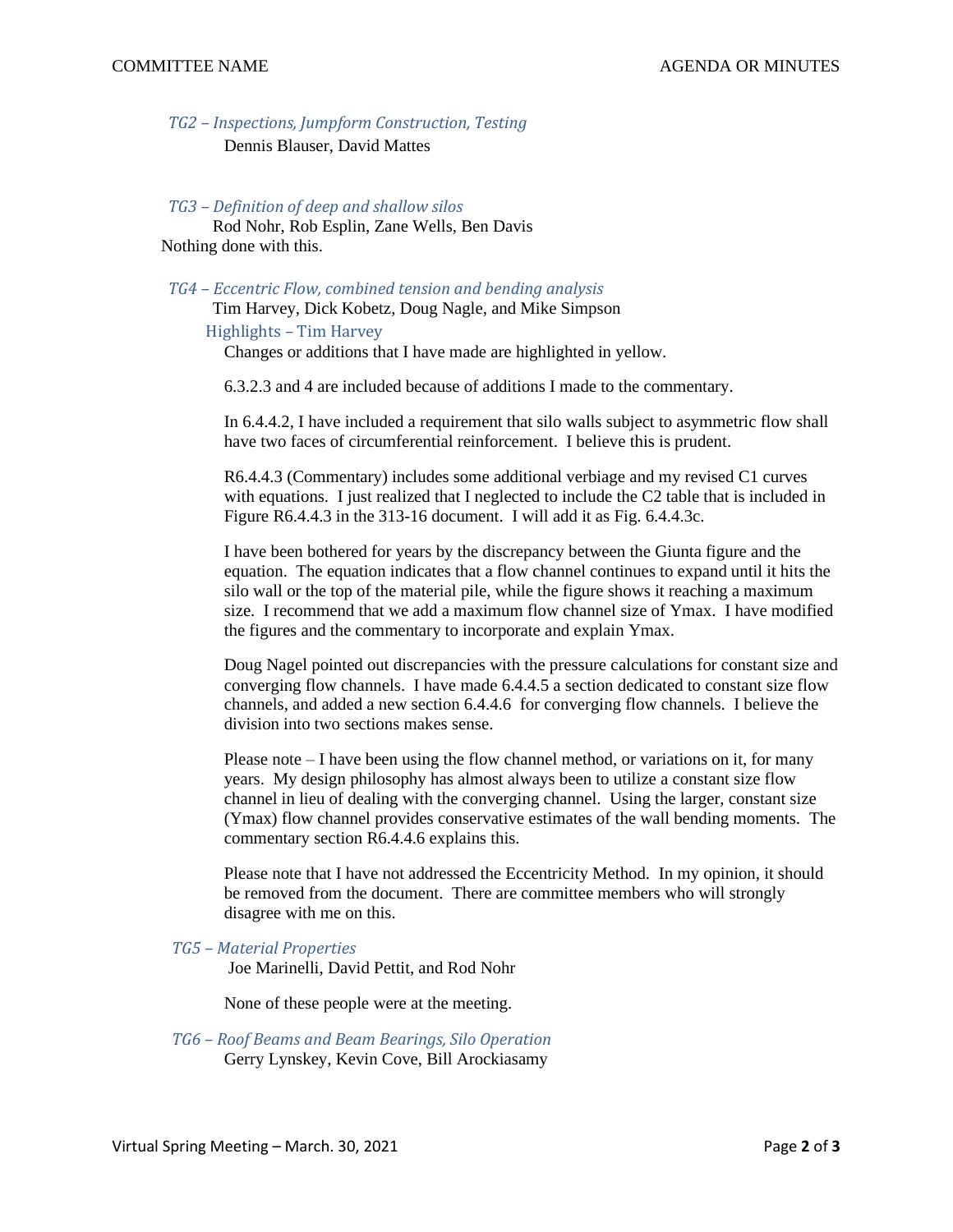*TG2 – Inspections, Jumpform Construction, Testing*

Dennis Blauser, David Mattes

*TG3 – Definition of deep and shallow silos*

Rod Nohr, Rob Esplin, Zane Wells, Ben Davis

Nothing done with this.

*TG4 – Eccentric Flow, combined tension and bending analysis*

Tim Harvey, Dick Kobetz, Doug Nagle, and Mike Simpson

Highlights – Tim Harvey

Changes or additions that I have made are highlighted in yellow.

6.3.2.3 and 4 are included because of additions I made to the commentary.

In 6.4.4.2, I have included a requirement that silo walls subject to asymmetric flow shall have two faces of circumferential reinforcement. I believe this is prudent.

R6.4.4.3 (Commentary) includes some additional verbiage and my revised C1 curves with equations. I just realized that I neglected to include the C2 table that is included in Figure R6.4.4.3 in the 313-16 document. I will add it as Fig. 6.4.4.3c.

I have been bothered for years by the discrepancy between the Giunta figure and the equation. The equation indicates that a flow channel continues to expand until it hits the silo wall or the top of the material pile, while the figure shows it reaching a maximum size. I recommend that we add a maximum flow channel size of Ymax. I have modified the figures and the commentary to incorporate and explain Ymax.

Doug Nagel pointed out discrepancies with the pressure calculations for constant size and converging flow channels. I have made 6.4.4.5 a section dedicated to constant size flow channels, and added a new section 6.4.4.6 for converging flow channels. I believe the division into two sections makes sense.

Please note – I have been using the flow channel method, or variations on it, for many years. My design philosophy has almost always been to utilize a constant size flow channel in lieu of dealing with the converging channel. Using the larger, constant size (Ymax) flow channel provides conservative estimates of the wall bending moments. The commentary section R6.4.4.6 explains this.

Please note that I have not addressed the Eccentricity Method. In my opinion, it should be removed from the document. There are committee members who will strongly disagree with me on this.

*TG5 – Material Properties*

Joe Marinelli, David Pettit, and Rod Nohr

None of these people were at the meeting.

*TG6 – Roof Beams and Beam Bearings, Silo Operation*

Gerry Lynskey, Kevin Cove, Bill Arockiasamy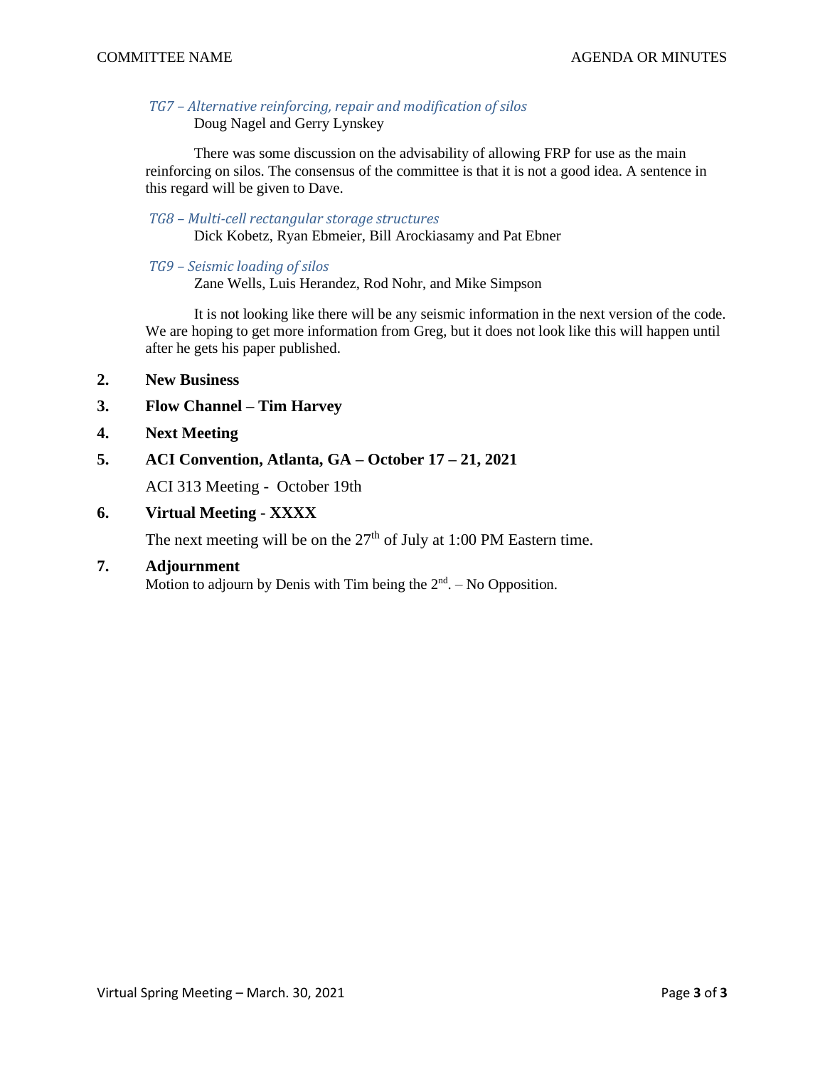*TG7 – Alternative reinforcing, repair and modification of silos*

Doug Nagel and Gerry Lynskey

There was some discussion on the advisability of allowing FRP for use as the main reinforcing on silos. The consensus of the committee is that it is not a good idea. A sentence in this regard will be given to Dave.

*TG8 – Multi-cell rectangular storage structures*

Dick Kobetz, Ryan Ebmeier, Bill Arockiasamy and Pat Ebner

*TG9 – Seismic loading of silos*

Zane Wells, Luis Herandez, Rod Nohr, and Mike Simpson

It is not looking like there will be any seismic information in the next version of the code. We are hoping to get more information from Greg, but it does not look like this will happen until after he gets his paper published.

## 2. New Business

## 3. Flow Channel – Tim Harvey

## 4. Next Meeting

## 5. ACI Convention, Atlanta, GA – October 17 – 21, 2021

ACI 313 Meeting - October 19th

## 6. Virtual Meeting - XXXX

The next meeting will be on the 27th of July at 1:00 PM Eastern time.

## 7. Adjournment

Motion to adjourn by Denis with Tim being the 2nd. – No Opposition.